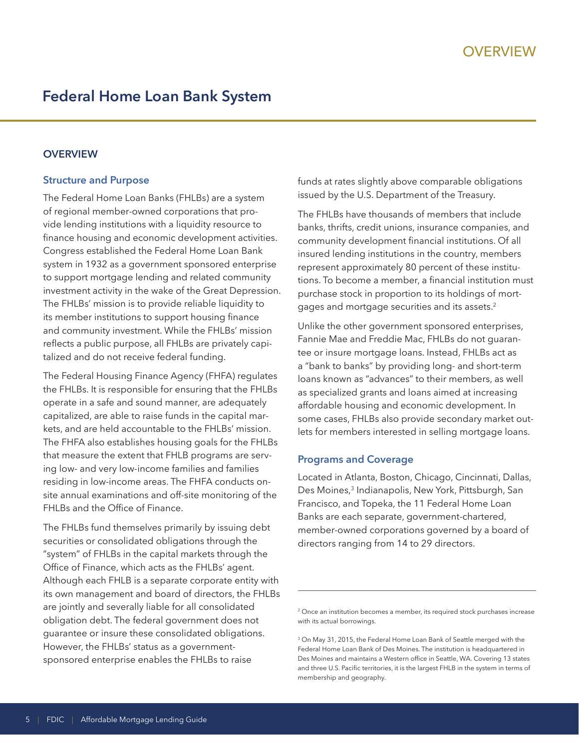# Federal Home Loan Bank System

## OVERVIEW

### Structure and Purpose

The Federal Home Loan Banks (FHLBs) are a system of regional member-owned corporations that provide lending institutions with a liquidity resource to finance housing and economic development activities. Congress established the Federal Home Loan Bank system in 1932 as a government sponsored enterprise to support mortgage lending and related community investment activity in the wake of the Great Depression. The FHLBs' mission is to provide reliable liquidity to its member institutions to support housing finance and community investment. While the FHLBs' mission reflects a public purpose, all FHLBs are privately capitalized and do not receive federal funding.

The Federal Housing Finance Agency (FHFA) regulates the FHLBs. It is responsible for ensuring that the FHLBs operate in a safe and sound manner, are adequately capitalized, are able to raise funds in the capital markets, and are held accountable to the FHLBs' mission. The FHFA also establishes housing goals for the FHLBs that measure the extent that FHLB programs are serving low- and very low-income families and families residing in low-income areas. The FHFA conducts on-site annual examinations and off-site monitoring of the FHLBs and the Office of Finance.

The FHLBs fund themselves primarily by issuing debt securities or consolidated obligations through the "system" of FHLBs in the capital markets through the Office of Finance, which acts as the FHLBs' agent. Although each FHLB is a separate corporate entity with its own management and board of directors, the FHLBs are jointly and severally liable for all consolidated obligation debt. The federal government does not guarantee or insure these consolidated obligations. However, the FHLBs' status as a government-sponsored enterprise enables the FHLBs to raise funds at rates slightly above comparable obligations issued by the U.S. Department of the Treasury.

The FHLBs have thousands of members that include banks, thrifts, credit unions, insurance companies, and community development financial institutions. Of all insured lending institutions in the country, members represent approximately 80 percent of these institutions. To become a member, a financial institution must purchase stock in proportion to its holdings of mortgages and mortgage securities and its assets.[2]

Unlike the other government sponsored enterprises, Fannie Mae and Freddie Mac, FHLBs do not guarantee or insure mortgage loans. Instead, FHLBs act as a "bank to banks" by providing long- and short-term loans known as "advances" to their members, as well as specialized grants and loans aimed at increasing affordable housing and economic development. In some cases, FHLBs also provide secondary market outlets for members interested in selling mortgage loans.

### Programs and Coverage

Located in Atlanta, Boston, Chicago, Cincinnati, Dallas, Des Moines,[3] Indianapolis, New York, Pittsburgh, San Francisco, and Topeka, the 11 Federal Home Loan Banks are each separate, government-chartered, member-owned corporations governed by a board of directors ranging from 14 to 29 directors.

---

[2] Once an institution becomes a member, its required stock purchases increase with its actual borrowings.

[3] On May 31, 2015, the Federal Home Loan Bank of Seattle merged with the Federal Home Loan Bank of Des Moines. The institution is headquartered in Des Moines and maintains a Western office in Seattle, WA. Covering 13 states and three U.S. Pacific territories, it is the largest FHLB in the system in terms of membership and geography.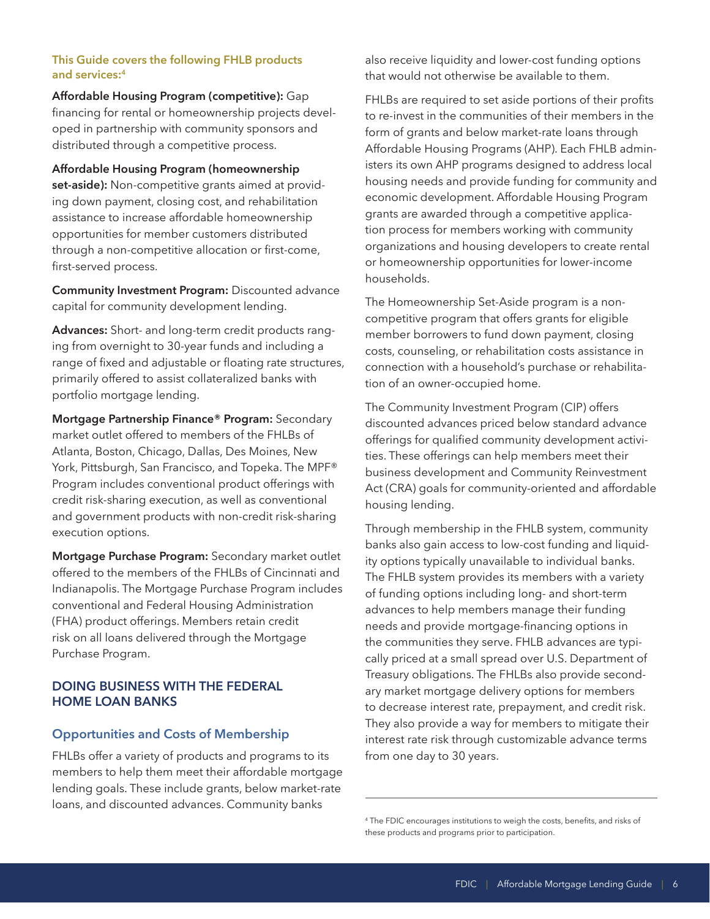**This Guide covers the following FHLB products and services:**[4]

**Affordable Housing Program (competitive):** Gap financing for rental or homeownership projects developed in partnership with community sponsors and distributed through a competitive process.

**Affordable Housing Program (homeownership set-aside):** Non-competitive grants aimed at providing down payment, closing cost, and rehabilitation assistance to increase affordable homeownership opportunities for member customers distributed through a non-competitive allocation or first-come, first-served process.

**Community Investment Program:** Discounted advance capital for community development lending.

**Advances:** Short- and long-term credit products ranging from overnight to 30-year funds and including a range of fixed and adjustable or floating rate structures, primarily offered to assist collateralized banks with portfolio mortgage lending.

**Mortgage Partnership Finance® Program:** Secondary market outlet offered to members of the FHLBs of Atlanta, Boston, Chicago, Dallas, Des Moines, New York, Pittsburgh, San Francisco, and Topeka. The MPF® Program includes conventional product offerings with credit risk-sharing execution, as well as conventional and government products with non-credit risk-sharing execution options.

**Mortgage Purchase Program:** Secondary market outlet offered to the members of the FHLBs of Cincinnati and Indianapolis. The Mortgage Purchase Program includes conventional and Federal Housing Administration (FHA) product offerings. Members retain credit risk on all loans delivered through the Mortgage Purchase Program.

## DOING BUSINESS WITH THE FEDERAL HOME LOAN BANKS

### Opportunities and Costs of Membership

FHLBs offer a variety of products and programs to its members to help them meet their affordable mortgage lending goals. These include grants, below market-rate loans, and discounted advances. Community banks also receive liquidity and lower-cost funding options that would not otherwise be available to them.

FHLBs are required to set aside portions of their profits to re-invest in the communities of their members in the form of grants and below market-rate loans through Affordable Housing Programs (AHP). Each FHLB administers its own AHP programs designed to address local housing needs and provide funding for community and economic development. Affordable Housing Program grants are awarded through a competitive application process for members working with community organizations and housing developers to create rental or homeownership opportunities for lower-income households.

The Homeownership Set-Aside program is a non-competitive program that offers grants for eligible member borrowers to fund down payment, closing costs, counseling, or rehabilitation costs assistance in connection with a household's purchase or rehabilitation of an owner-occupied home.

The Community Investment Program (CIP) offers discounted advances priced below standard advance offerings for qualified community development activities. These offerings can help members meet their business development and Community Reinvestment Act (CRA) goals for community-oriented and affordable housing lending.

Through membership in the FHLB system, community banks also gain access to low-cost funding and liquidity options typically unavailable to individual banks. The FHLB system provides its members with a variety of funding options including long- and short-term advances to help members manage their funding needs and provide mortgage-financing options in the communities they serve. FHLB advances are typically priced at a small spread over U.S. Department of Treasury obligations. The FHLBs also provide secondary market mortgage delivery options for members to decrease interest rate, prepayment, and credit risk. They also provide a way for members to mitigate their interest rate risk through customizable advance terms from one day to 30 years.

[4] The FDIC encourages institutions to weigh the costs, benefits, and risks of these products and programs prior to participation.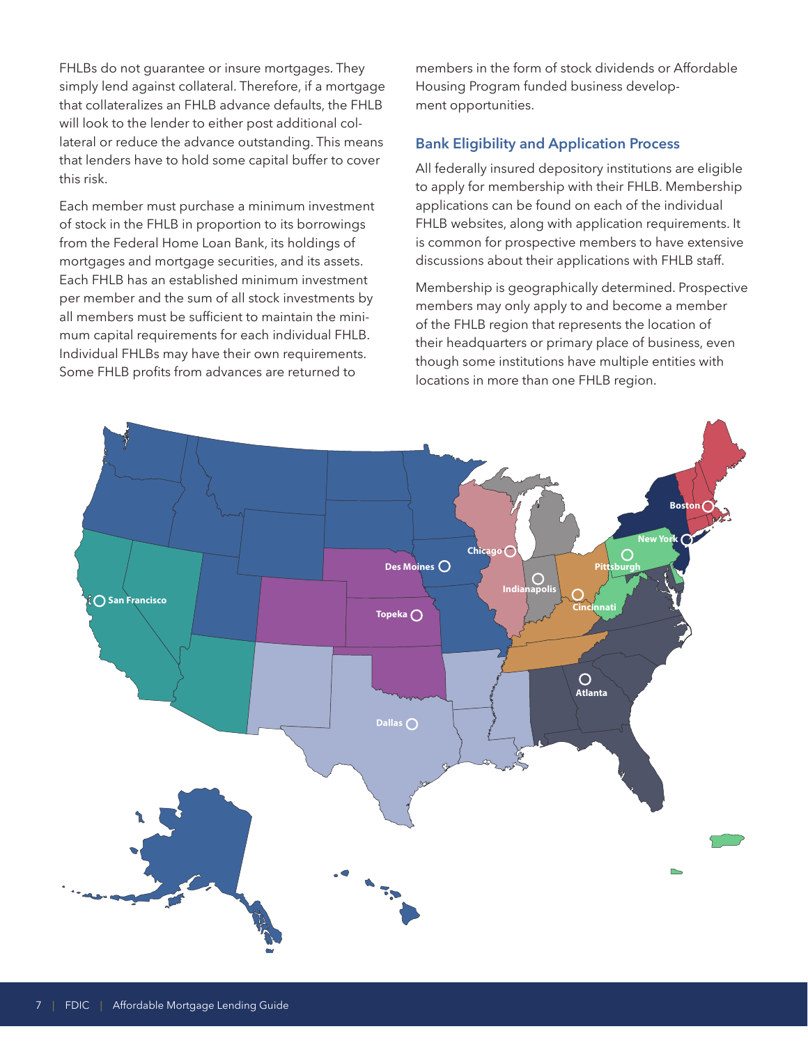FHLBs do not guarantee or insure mortgages. They simply lend against collateral. Therefore, if a mortgage that collateralizes an FHLB advance defaults, the FHLB will look to the lender to either post additional collateral or reduce the advance outstanding. This means that lenders have to hold some capital buffer to cover this risk.

Each member must purchase a minimum investment of stock in the FHLB in proportion to its borrowings from the Federal Home Loan Bank, its holdings of mortgages and mortgage securities, and its assets. Each FHLB has an established minimum investment per member and the sum of all stock investments by all members must be sufficient to maintain the minimum capital requirements for each individual FHLB. Individual FHLBs may have their own requirements. Some FHLB profits from advances are returned to members in the form of stock dividends or Affordable Housing Program funded business development opportunities.

### Bank Eligibility and Application Process

All federally insured depository institutions are eligible to apply for membership with their FHLB. Membership applications can be found on each of the individual FHLB websites, along with application requirements. It is common for prospective members to have extensive discussions about their applications with FHLB staff.

Membership is geographically determined. Prospective members may only apply to and become a member of the FHLB region that represents the location of their headquarters or primary place of business, even though some institutions have multiple entities with locations in more than one FHLB region.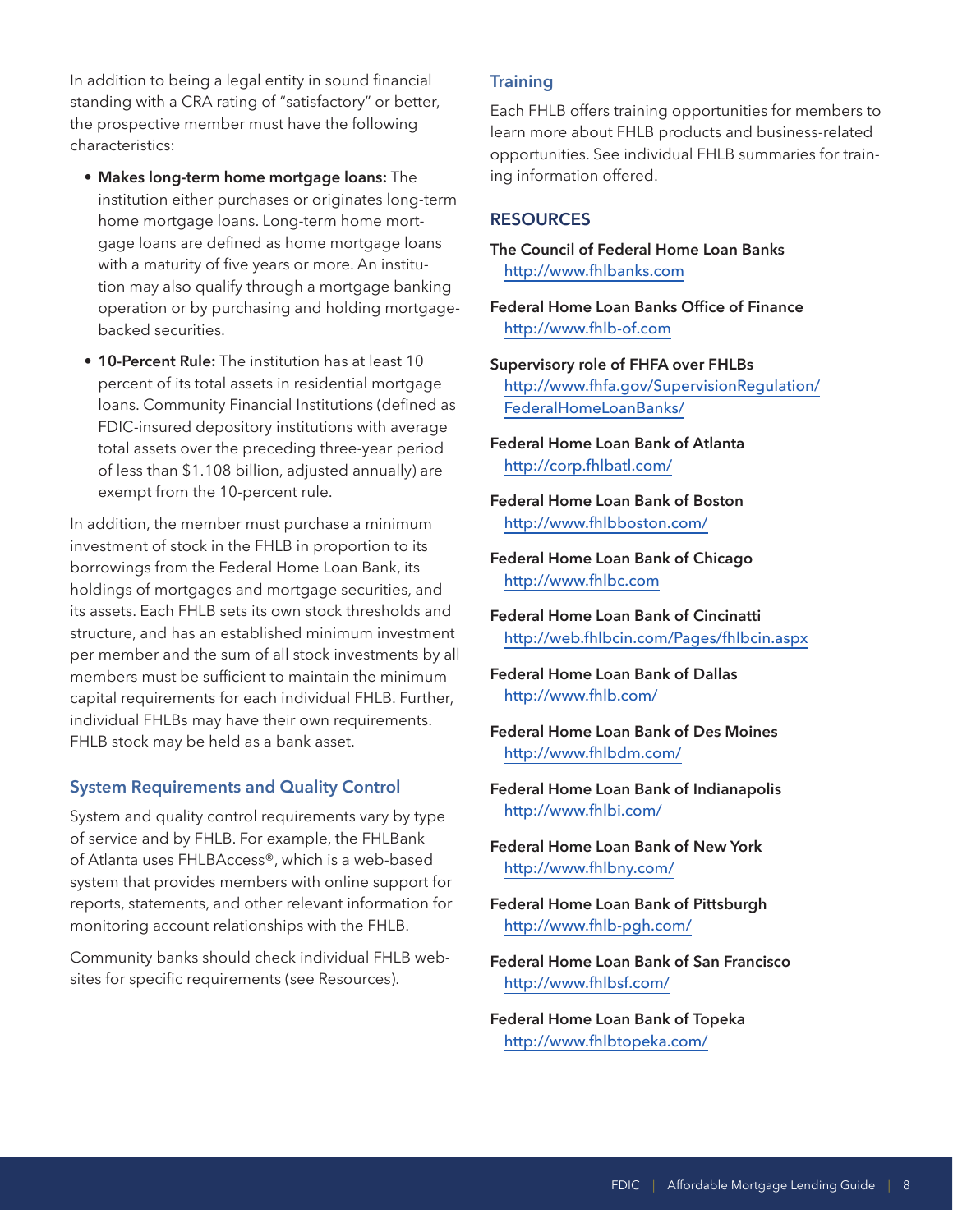In addition to being a legal entity in sound financial standing with a CRA rating of "satisfactory" or better, the prospective member must have the following characteristics:

- **Makes long-term home mortgage loans:** The institution either purchases or originates long-term home mortgage loans. Long-term home mortgage loans are defined as home mortgage loans with a maturity of five years or more. An institution may also qualify through a mortgage banking operation or by purchasing and holding mortgage-backed securities.
- **10-Percent Rule:** The institution has at least 10 percent of its total assets in residential mortgage loans. Community Financial Institutions (defined as FDIC-insured depository institutions with average total assets over the preceding three-year period of less than $1.108 billion, adjusted annually) are exempt from the 10-percent rule.

In addition, the member must purchase a minimum investment of stock in the FHLB in proportion to its borrowings from the Federal Home Loan Bank, its holdings of mortgages and mortgage securities, and its assets. Each FHLB sets its own stock thresholds and structure, and has an established minimum investment per member and the sum of all stock investments by all members must be sufficient to maintain the minimum capital requirements for each individual FHLB. Further, individual FHLBs may have their own requirements. FHLB stock may be held as a bank asset.

### System Requirements and Quality Control

System and quality control requirements vary by type of service and by FHLB. For example, the FHLBank of Atlanta uses FHLBAccess®, which is a web-based system that provides members with online support for reports, statements, and other relevant information for monitoring account relationships with the FHLB.

Community banks should check individual FHLB websites for specific requirements (see Resources).

### Training

Each FHLB offers training opportunities for members to learn more about FHLB products and business-related opportunities. See individual FHLB summaries for training information offered.

## RESOURCES

**The Council of Federal Home Loan Banks**
http://www.fhlbanks.com

**Federal Home Loan Banks Office of Finance**
http://www.fhlb-of.com

**Supervisory role of FHFA over FHLBs**
http://www.fhfa.gov/SupervisionRegulation/FederalHomeLoanBanks/

**Federal Home Loan Bank of Atlanta**
http://corp.fhlbatl.com/

**Federal Home Loan Bank of Boston**
http://www.fhlbboston.com/

**Federal Home Loan Bank of Chicago**
http://www.fhlbc.com

**Federal Home Loan Bank of Cincinatti**
http://web.fhlbcin.com/Pages/fhlbcin.aspx

**Federal Home Loan Bank of Dallas**
http://www.fhlb.com/

**Federal Home Loan Bank of Des Moines**
http://www.fhlbdm.com/

**Federal Home Loan Bank of Indianapolis**
http://www.fhlbi.com/

**Federal Home Loan Bank of New York**
http://www.fhlbny.com/

**Federal Home Loan Bank of Pittsburgh**
http://www.fhlb-pgh.com/

**Federal Home Loan Bank of San Francisco**
http://www.fhlbsf.com/

**Federal Home Loan Bank of Topeka**
http://www.fhlbtopeka.com/